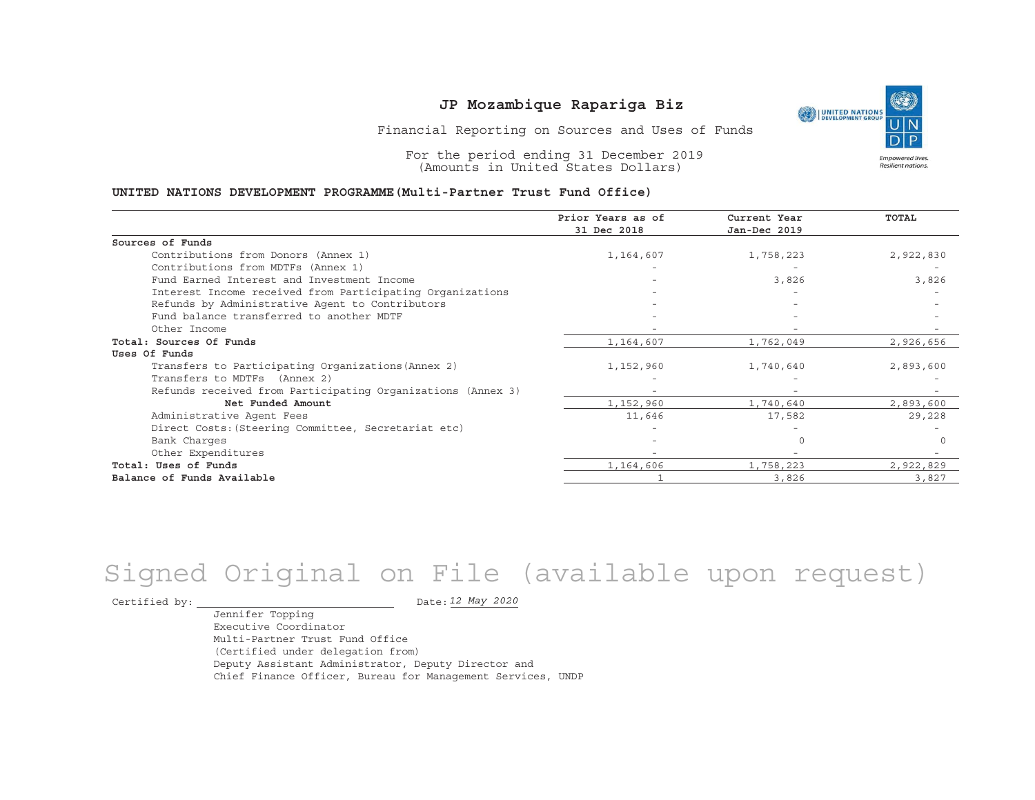# JP Mozambique Rapariga Biz

Financial Reporting on Sources and Uses of Funds

For the period ending 31 December 2019
(Amounts in United States Dollars)

**UNITED NATIONS DEVELOPMENT PROGRAMME(Multi-Partner Trust Fund Office)**

| | Prior Years as of 31 Dec 2018 | Current Year Jan-Dec 2019 | TOTAL |
|---|---|---|---|
| **Sources of Funds** | | | |
| Contributions from Donors (Annex 1) | 1,164,607 | 1,758,223 | 2,922,830 |
| Contributions from MDTFs (Annex 1) | - | - | - |
| Fund Earned Interest and Investment Income | - | 3,826 | 3,826 |
| Interest Income received from Participating Organizations | - | - | - |
| Refunds by Administrative Agent to Contributors | - | - | - |
| Fund balance transferred to another MDTF | - | - | - |
| Other Income | - | - | - |
| **Total: Sources Of Funds** | 1,164,607 | 1,762,049 | 2,926,656 |
| **Uses Of Funds** | | | |
| Transfers to Participating Organizations(Annex 2) | 1,152,960 | 1,740,640 | 2,893,600 |
| Transfers to MDTFs (Annex 2) | - | - | - |
| Refunds received from Participating Organizations (Annex 3) | - | - | - |
| **Net Funded Amount** | 1,152,960 | 1,740,640 | 2,893,600 |
| Administrative Agent Fees | 11,646 | 17,582 | 29,228 |
| Direct Costs:(Steering Committee, Secretariat etc) | - | - | - |
| Bank Charges | - | 0 | 0 |
| Other Expenditures | - | - | - |
| **Total: Uses of Funds** | 1,164,606 | 1,758,223 | 2,922,829 |
| **Balance of Funds Available** | 1 | 3,826 | 3,827 |

Signed Original on File (available upon request)

Certified by: \_\_\_\_\_\_\_\_\_\_\_\_\_\_\_\_\_\_\_\_ Date: *12 May 2020*

Jennifer Topping
Executive Coordinator
Multi-Partner Trust Fund Office
(Certified under delegation from)
Deputy Assistant Administrator, Deputy Director and
Chief Finance Officer, Bureau for Management Services, UNDP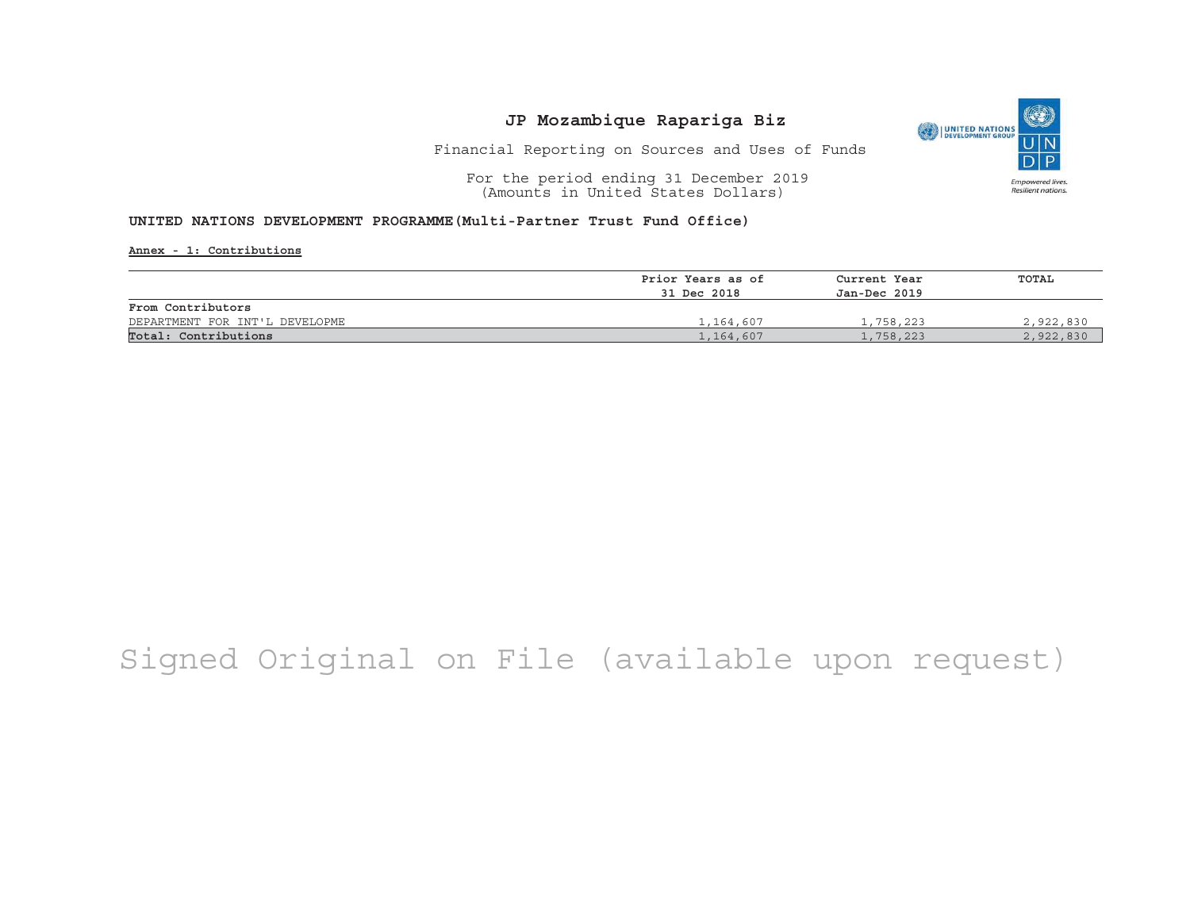# JP Mozambique Rapariga Biz

Financial Reporting on Sources and Uses of Funds

For the period ending 31 December 2019
(Amounts in United States Dollars)

**UNITED NATIONS DEVELOPMENT PROGRAMME(Multi-Partner Trust Fund Office)**

**Annex - 1: Contributions**

| | Prior Years as of 31 Dec 2018 | Current Year Jan-Dec 2019 | TOTAL |
|---|---|---|---|
| **From Contributors** | | | |
| DEPARTMENT FOR INT'L DEVELOPME | 1,164,607 | 1,758,223 | 2,922,830 |
| **Total: Contributions** | 1,164,607 | 1,758,223 | 2,922,830 |

Signed Original on File (available upon request)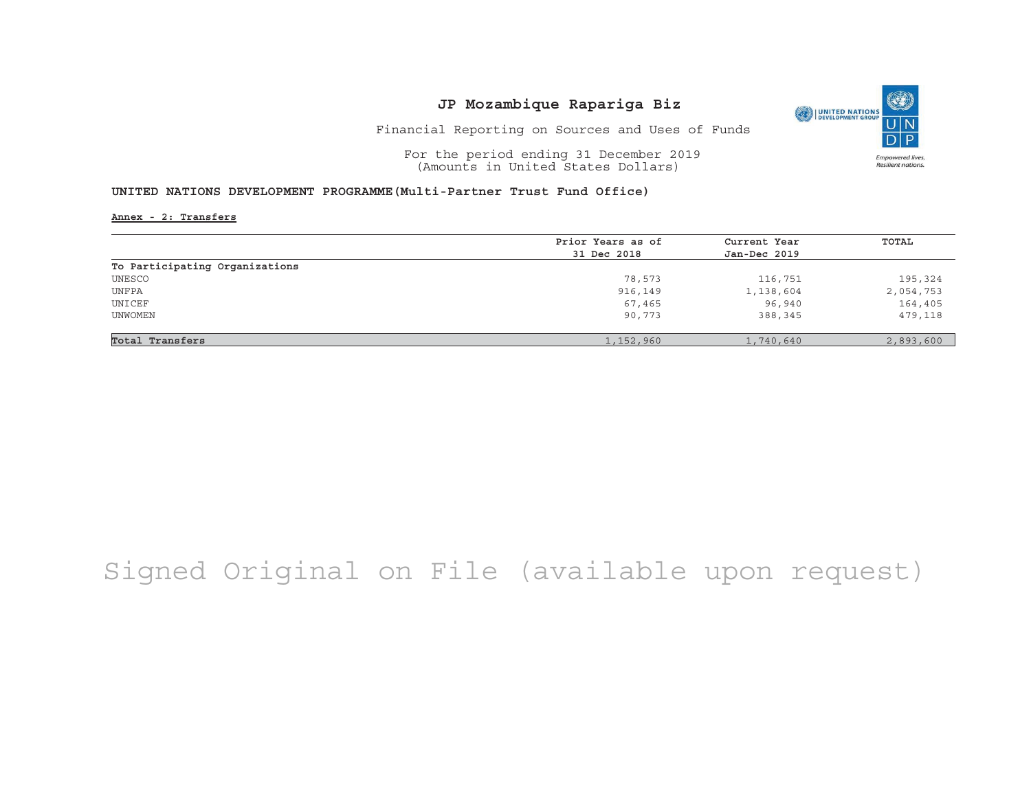# JP Mozambique Rapariga Biz

Financial Reporting on Sources and Uses of Funds

For the period ending 31 December 2019
(Amounts in United States Dollars)

**UNITED NATIONS DEVELOPMENT PROGRAMME(Multi-Partner Trust Fund Office)**

**Annex - 2: Transfers**

| | Prior Years as of 31 Dec 2018 | Current Year Jan-Dec 2019 | TOTAL |
|---|---|---|---|
| **To Participating Organizations** | | | |
| UNESCO | 78,573 | 116,751 | 195,324 |
| UNFPA | 916,149 | 1,138,604 | 2,054,753 |
| UNICEF | 67,465 | 96,940 | 164,405 |
| UNWOMEN | 90,773 | 388,345 | 479,118 |
| **Total Transfers** | 1,152,960 | 1,740,640 | 2,893,600 |

Signed Original on File (available upon request)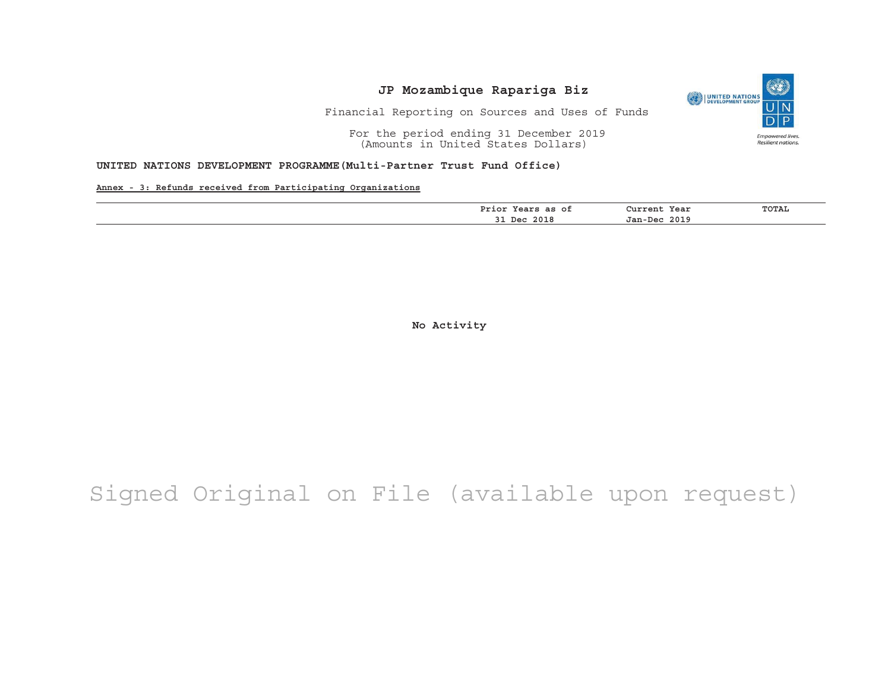# JP Mozambique Rapariga Biz

Financial Reporting on Sources and Uses of Funds

For the period ending 31 December 2019
(Amounts in United States Dollars)

**UNITED NATIONS DEVELOPMENT PROGRAMME(Multi-Partner Trust Fund Office)**

**Annex - 3: Refunds received from Participating Organizations**

| | Prior Years as of 31 Dec 2018 | Current Year Jan-Dec 2019 | TOTAL |
|---|---|---|---|

**No Activity**

Signed Original on File (available upon request)